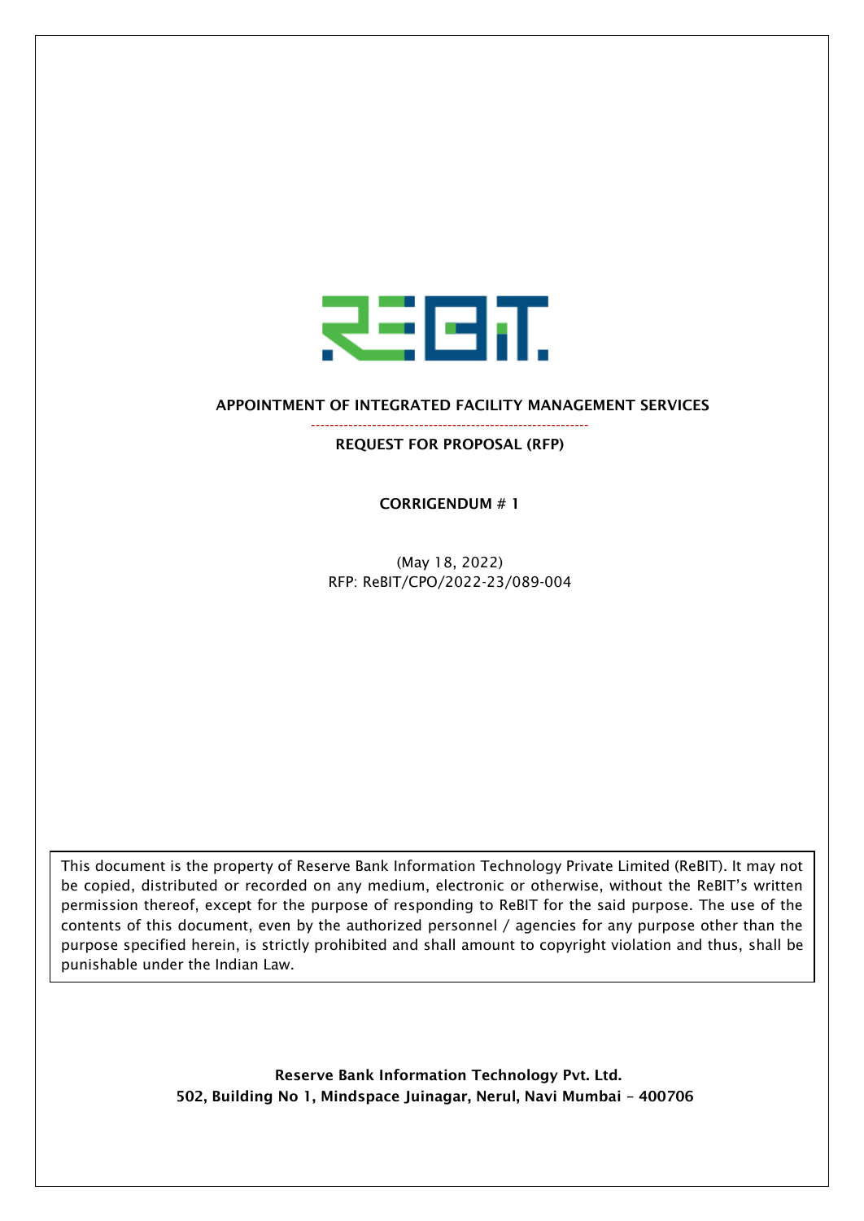# APPOINTMENT OF INTEGRATED FACILITY MANAGEMENT SERVICES

## REQUEST FOR PROPOSAL (RFP)

### CORRIGENDUM # 1

(May 18, 2022)
RFP: ReBIT/CPO/2022-23/089-004

This document is the property of Reserve Bank Information Technology Private Limited (ReBIT). It may not be copied, distributed or recorded on any medium, electronic or otherwise, without the ReBIT's written permission thereof, except for the purpose of responding to ReBIT for the said purpose. The use of the contents of this document, even by the authorized personnel / agencies for any purpose other than the purpose specified herein, is strictly prohibited and shall amount to copyright violation and thus, shall be punishable under the Indian Law.

**Reserve Bank Information Technology Pvt. Ltd.**
**502, Building No 1, Mindspace Juinagar, Nerul, Navi Mumbai – 400706**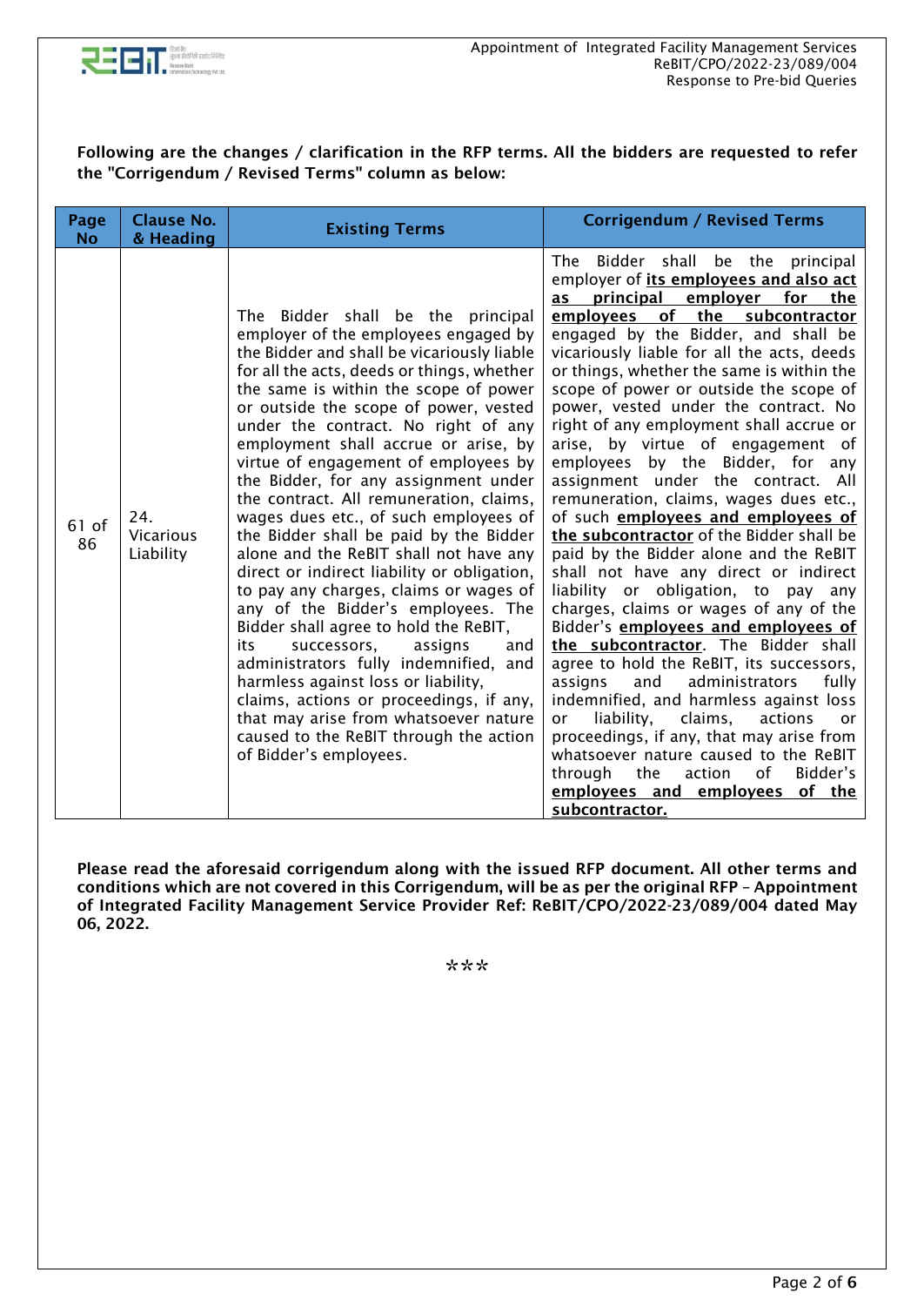**Following are the changes / clarification in the RFP terms. All the bidders are requested to refer the "Corrigendum / Revised Terms" column as below:**

| Page No | Clause No. & Heading | Existing Terms | Corrigendum / Revised Terms |
|---|---|---|---|
| 61 of 86 | 24. Vicarious Liability | The Bidder shall be the principal employer of the employees engaged by the Bidder and shall be vicariously liable for all the acts, deeds or things, whether the same is within the scope of power or outside the scope of power, vested under the contract. No right of any employment shall accrue or arise, by virtue of engagement of employees by the Bidder, for any assignment under the contract. All remuneration, claims, wages dues etc., of such employees of the Bidder shall be paid by the Bidder alone and the ReBIT shall not have any direct or indirect liability or obligation, to pay any charges, claims or wages of any of the Bidder's employees. The Bidder shall agree to hold the ReBIT, its successors, assigns and administrators fully indemnified, and harmless against loss or liability, claims, actions or proceedings, if any, that may arise from whatsoever nature caused to the ReBIT through the action of Bidder's employees. | The Bidder shall be the principal employer of **its employees and also act as principal employer for the employees of the subcontractor** engaged by the Bidder, and shall be vicariously liable for all the acts, deeds or things, whether the same is within the scope of power or outside the scope of power, vested under the contract. No right of any employment shall accrue or arise, by virtue of engagement of employees by the Bidder, for any assignment under the contract. All remuneration, claims, wages dues etc., of such **employees and employees of the subcontractor** of the Bidder shall be paid by the Bidder alone and the ReBIT shall not have any direct or indirect liability or obligation, to pay any charges, claims or wages of any of the Bidder's **employees and employees of the subcontractor**. The Bidder shall agree to hold the ReBIT, its successors, assigns and administrators fully indemnified, and harmless against loss or liability, claims, actions or proceedings, if any, that may arise from whatsoever nature caused to the ReBIT through the action of Bidder's **employees and employees of the subcontractor.** |

**Please read the aforesaid corrigendum along with the issued RFP document. All other terms and conditions which are not covered in this Corrigendum, will be as per the original RFP – Appointment of Integrated Facility Management Service Provider Ref: ReBIT/CPO/2022-23/089/004 dated May 06, 2022.**

***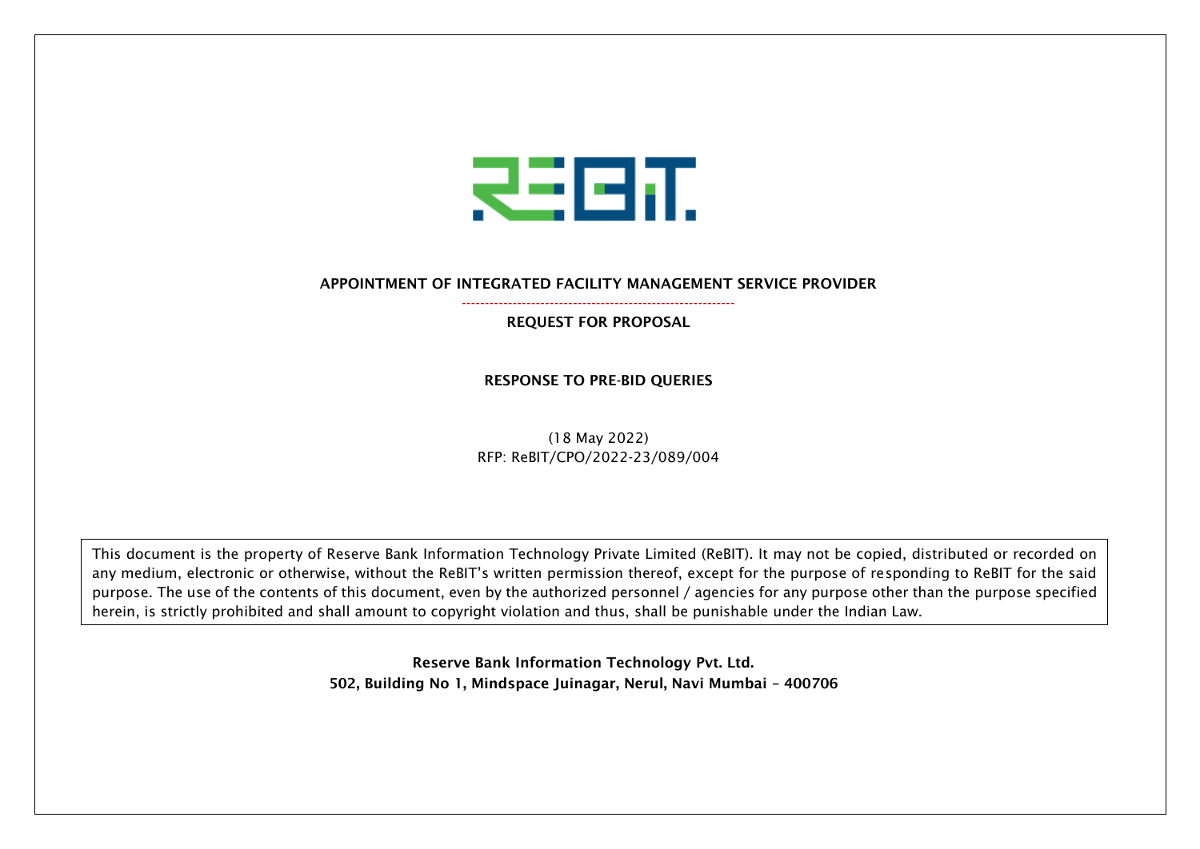# APPOINTMENT OF INTEGRATED FACILITY MANAGEMENT SERVICE PROVIDER

## REQUEST FOR PROPOSAL

## RESPONSE TO PRE-BID QUERIES

(18 May 2022)
RFP: ReBIT/CPO/2022-23/089/004

This document is the property of Reserve Bank Information Technology Private Limited (ReBIT). It may not be copied, distributed or recorded on any medium, electronic or otherwise, without the ReBIT's written permission thereof, except for the purpose of responding to ReBIT for the said purpose. The use of the contents of this document, even by the authorized personnel / agencies for any purpose other than the purpose specified herein, is strictly prohibited and shall amount to copyright violation and thus, shall be punishable under the Indian Law.

**Reserve Bank Information Technology Pvt. Ltd.**
**502, Building No 1, Mindspace Juinagar, Nerul, Navi Mumbai – 400706**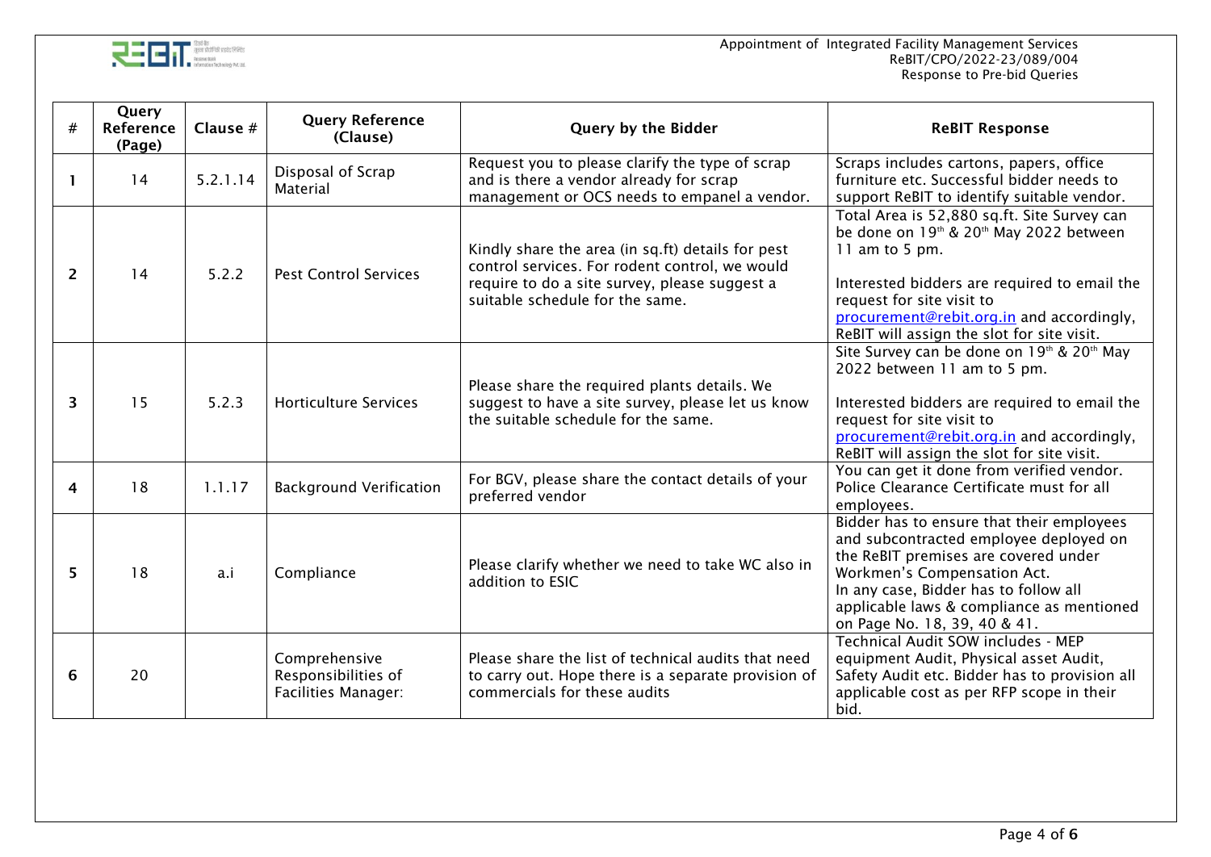| # | Query Reference (Page) | Clause # | Query Reference (Clause) | Query by the Bidder | ReBIT Response |
|---|---|---|---|---|---|
| 1 | 14 | 5.2.1.14 | Disposal of Scrap Material | Request you to please clarify the type of scrap and is there a vendor already for scrap management or OCS needs to empanel a vendor. | Scraps includes cartons, papers, office furniture etc. Successful bidder needs to support ReBIT to identify suitable vendor. |
| 2 | 14 | 5.2.2 | Pest Control Services | Kindly share the area (in sq.ft) details for pest control services. For rodent control, we would require to do a site survey, please suggest a suitable schedule for the same. | Total Area is 52,880 sq.ft. Site Survey can be done on 19th & 20th May 2022 between 11 am to 5 pm.<br><br>Interested bidders are required to email the request for site visit to procurement@rebit.org.in and accordingly, ReBIT will assign the slot for site visit. |
| 3 | 15 | 5.2.3 | Horticulture Services | Please share the required plants details. We suggest to have a site survey, please let us know the suitable schedule for the same. | Site Survey can be done on 19th & 20th May 2022 between 11 am to 5 pm.<br><br>Interested bidders are required to email the request for site visit to procurement@rebit.org.in and accordingly, ReBIT will assign the slot for site visit. |
| 4 | 18 | 1.1.17 | Background Verification | For BGV, please share the contact details of your preferred vendor | You can get it done from verified vendor. Police Clearance Certificate must for all employees. |
| 5 | 18 | a.i | Compliance | Please clarify whether we need to take WC also in addition to ESIC | Bidder has to ensure that their employees and subcontracted employee deployed on the ReBIT premises are covered under Workmen's Compensation Act.<br>In any case, Bidder has to follow all applicable laws & compliance as mentioned on Page No. 18, 39, 40 & 41. |
| 6 | 20 | | Comprehensive Responsibilities of Facilities Manager: | Please share the list of technical audits that need to carry out. Hope there is a separate provision of commercials for these audits | Technical Audit SOW includes - MEP equipment Audit, Physical asset Audit, Safety Audit etc. Bidder has to provision all applicable cost as per RFP scope in their bid. |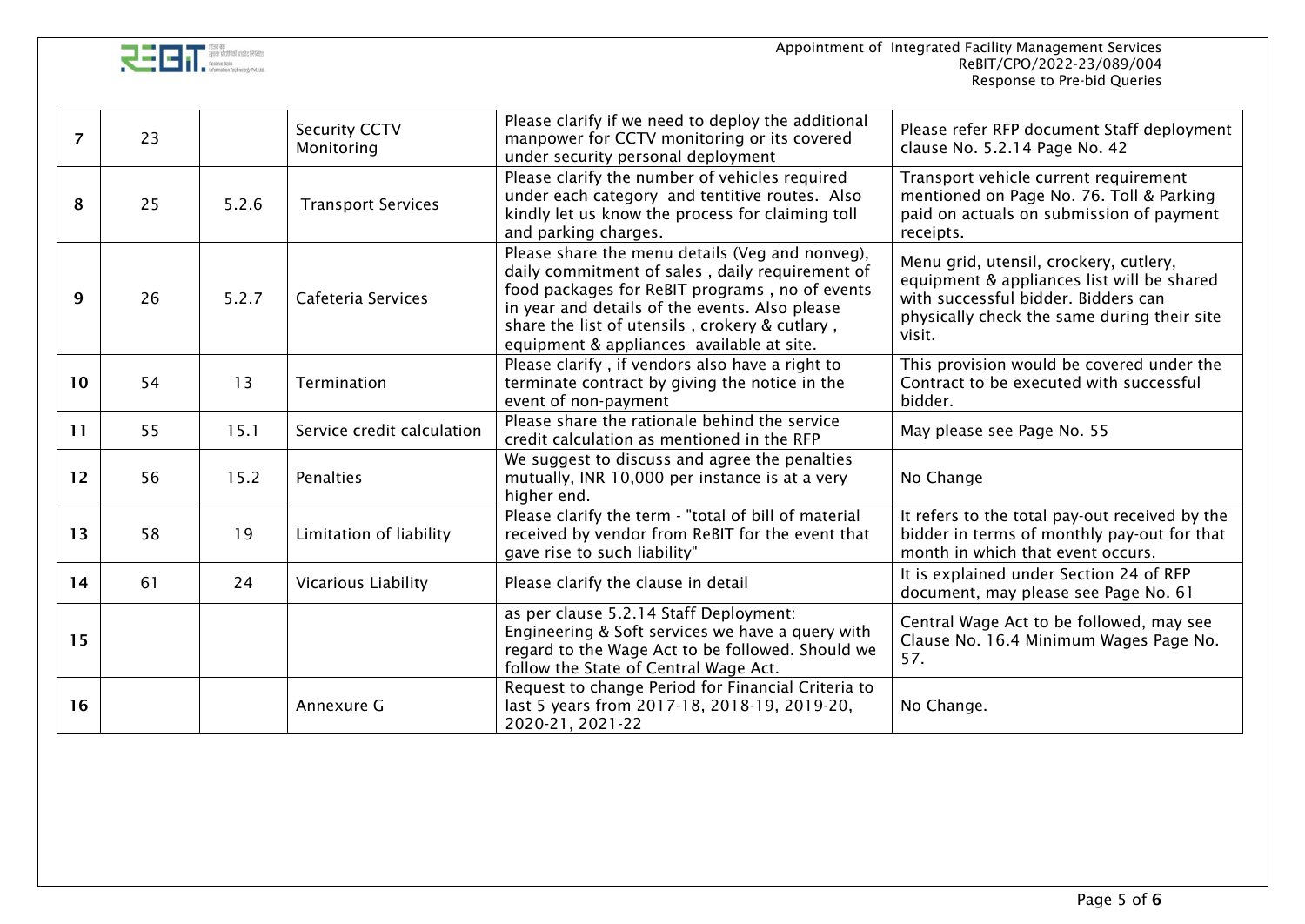| 7 | 23 | | Security CCTV Monitoring | Please clarify if we need to deploy the additional manpower for CCTV monitoring or its covered under security personal deployment | Please refer RFP document Staff deployment clause No. 5.2.14 Page No. 42 |
|---|---|---|---|---|---|
| 8 | 25 | 5.2.6 | Transport Services | Please clarify the number of vehicles required under each category and tentitive routes. Also kindly let us know the process for claiming toll and parking charges. | Transport vehicle current requirement mentioned on Page No. 76. Toll & Parking paid on actuals on submission of payment receipts. |
| 9 | 26 | 5.2.7 | Cafeteria Services | Please share the menu details (Veg and nonveg), daily commitment of sales , daily requirement of food packages for ReBIT programs , no of events in year and details of the events. Also please share the list of utensils , crokery & cutlary , equipment & appliances available at site. | Menu grid, utensil, crockery, cutlery, equipment & appliances list will be shared with successful bidder. Bidders can physically check the same during their site visit. |
| 10 | 54 | 13 | Termination | Please clarify , if vendors also have a right to terminate contract by giving the notice in the event of non-payment | This provision would be covered under the Contract to be executed with successful bidder. |
| 11 | 55 | 15.1 | Service credit calculation | Please share the rationale behind the service credit calculation as mentioned in the RFP | May please see Page No. 55 |
| 12 | 56 | 15.2 | Penalties | We suggest to discuss and agree the penalties mutually, INR 10,000 per instance is at a very higher end. | No Change |
| 13 | 58 | 19 | Limitation of liability | Please clarify the term - "total of bill of material received by vendor from ReBIT for the event that gave rise to such liability" | It refers to the total pay-out received by the bidder in terms of monthly pay-out for that month in which that event occurs. |
| 14 | 61 | 24 | Vicarious Liability | Please clarify the clause in detail | It is explained under Section 24 of RFP document, may please see Page No. 61 |
| 15 | | | | as per clause 5.2.14 Staff Deployment: Engineering & Soft services we have a query with regard to the Wage Act to be followed. Should we follow the State of Central Wage Act. | Central Wage Act to be followed, may see Clause No. 16.4 Minimum Wages Page No. 57. |
| 16 | | | Annexure G | Request to change Period for Financial Criteria to last 5 years from 2017-18, 2018-19, 2019-20, 2020-21, 2021-22 | No Change. |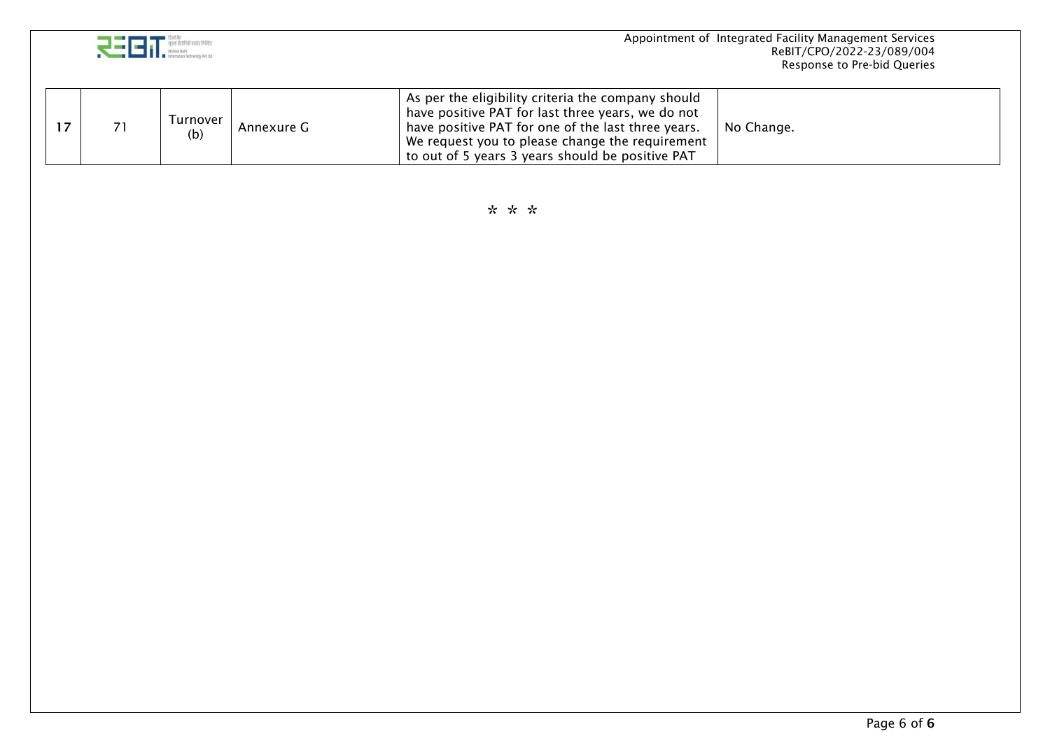| | | | | | |
|---|---|---|---|---|---|
| 17 | 71 | Turnover (b) | Annexure G | As per the eligibility criteria the company should have positive PAT for last three years, we do not have positive PAT for one of the last three years. We request you to please change the requirement to out of 5 years 3 years should be positive PAT | No Change. |

\* \* \*